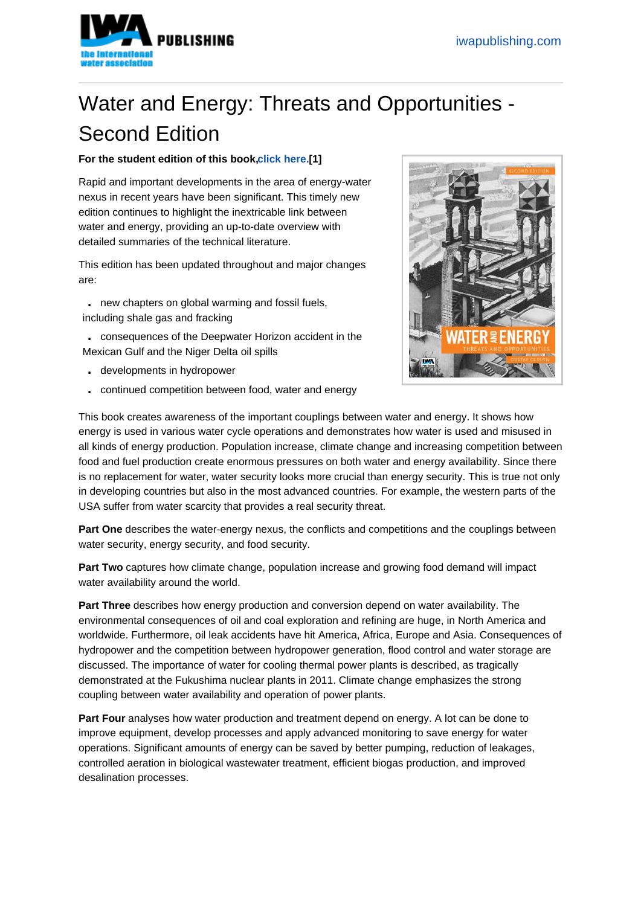# Water and Energy: Threats and Opportunities - Second Edition

**For the student edition of this book,click here.[1]**

Rapid and important developments in the area of energy-water nexus in recent years have been significant. This timely new edition continues to highlight the inextricable link between water and energy, providing an up-to-date overview with detailed summaries of the technical literature.

This edition has been updated throughout and major changes are:

- new chapters on global warming and fossil fuels, including shale gas and fracking
- consequences of the Deepwater Horizon accident in the Mexican Gulf and the Niger Delta oil spills
- developments in hydropower
- continued competition between food, water and energy

This book creates awareness of the important couplings between water and energy. It shows how energy is used in various water cycle operations and demonstrates how water is used and misused in all kinds of energy production. Population increase, climate change and increasing competition between food and fuel production create enormous pressures on both water and energy availability. Since there is no replacement for water, water security looks more crucial than energy security. This is true not only in developing countries but also in the most advanced countries. For example, the western parts of the USA suffer from water scarcity that provides a real security threat.

**Part One** describes the water-energy nexus, the conflicts and competitions and the couplings between water security, energy security, and food security.

**Part Two** captures how climate change, population increase and growing food demand will impact water availability around the world.

**Part Three** describes how energy production and conversion depend on water availability. The environmental consequences of oil and coal exploration and refining are huge, in North America and worldwide. Furthermore, oil leak accidents have hit America, Africa, Europe and Asia. Consequences of hydropower and the competition between hydropower generation, flood control and water storage are discussed. The importance of water for cooling thermal power plants is described, as tragically demonstrated at the Fukushima nuclear plants in 2011. Climate change emphasizes the strong coupling between water availability and operation of power plants.

**Part Four** analyses how water production and treatment depend on energy. A lot can be done to improve equipment, develop processes and apply advanced monitoring to save energy for water operations. Significant amounts of energy can be saved by better pumping, reduction of leakages, controlled aeration in biological wastewater treatment, efficient biogas production, and improved desalination processes.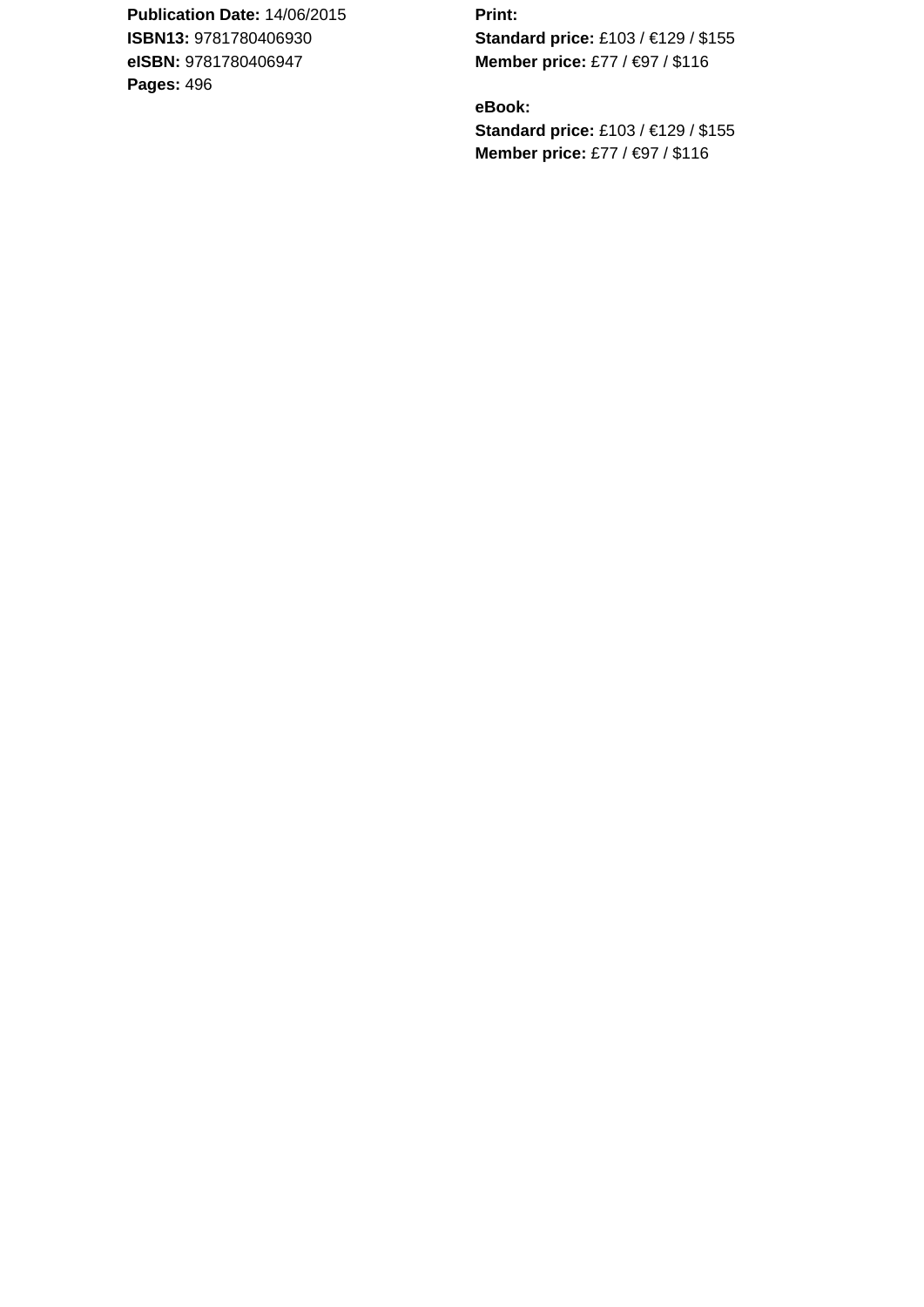**Publication Date:** 14/06/2015
**ISBN13:** 9781780406930
**eISBN:** 9781780406947
**Pages:** 496

**Print:**
**Standard price:** £103 / €129 / $155
**Member price:** £77 / €97 / $116

**eBook:**
**Standard price:** £103 / €129 / $155
**Member price:** £77 / €97 / $116